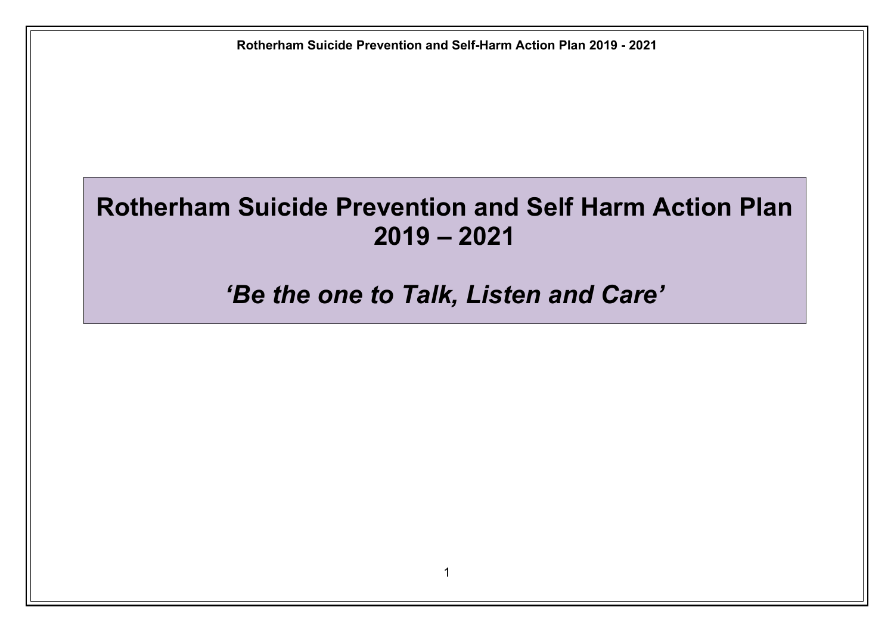# Rotherham Suicide Prevention and Self Harm Action Plan 2019 – 2021

## *'Be the one to Talk, Listen and Care'*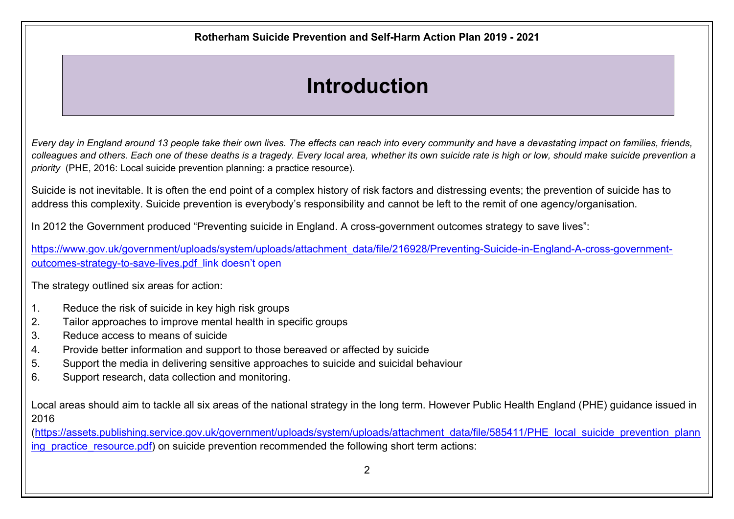# Introduction

*Every day in England around 13 people take their own lives. The effects can reach into every community and have a devastating impact on families, friends, colleagues and others. Each one of these deaths is a tragedy. Every local area, whether its own suicide rate is high or low, should make suicide prevention a priority* (PHE, 2016: Local suicide prevention planning: a practice resource).

Suicide is not inevitable. It is often the end point of a complex history of risk factors and distressing events; the prevention of suicide has to address this complexity. Suicide prevention is everybody's responsibility and cannot be left to the remit of one agency/organisation.

In 2012 the Government produced "Preventing suicide in England. A cross-government outcomes strategy to save lives":

https://www.gov.uk/government/uploads/system/uploads/attachment_data/file/216928/Preventing-Suicide-in-England-A-cross-government-outcomes-strategy-to-save-lives.pdf link doesn't open

The strategy outlined six areas for action:

1. Reduce the risk of suicide in key high risk groups
2. Tailor approaches to improve mental health in specific groups
3. Reduce access to means of suicide
4. Provide better information and support to those bereaved or affected by suicide
5. Support the media in delivering sensitive approaches to suicide and suicidal behaviour
6. Support research, data collection and monitoring.

Local areas should aim to tackle all six areas of the national strategy in the long term. However Public Health England (PHE) guidance issued in 2016 (https://assets.publishing.service.gov.uk/government/uploads/system/uploads/attachment_data/file/585411/PHE_local_suicide_prevention_planning_practice_resource.pdf) on suicide prevention recommended the following short term actions: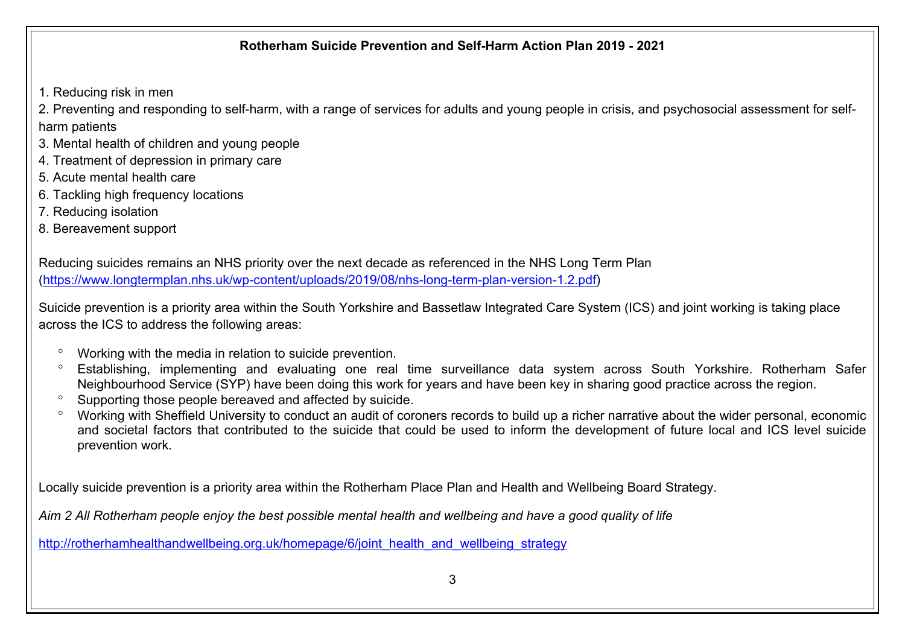**Rotherham Suicide Prevention and Self-Harm Action Plan 2019 - 2021**

1. Reducing risk in men
2. Preventing and responding to self-harm, with a range of services for adults and young people in crisis, and psychosocial assessment for self-harm patients
3. Mental health of children and young people
4. Treatment of depression in primary care
5. Acute mental health care
6. Tackling high frequency locations
7. Reducing isolation
8. Bereavement support

Reducing suicides remains an NHS priority over the next decade as referenced in the NHS Long Term Plan (https://www.longtermplan.nhs.uk/wp-content/uploads/2019/08/nhs-long-term-plan-version-1.2.pdf)

Suicide prevention is a priority area within the South Yorkshire and Bassetlaw Integrated Care System (ICS) and joint working is taking place across the ICS to address the following areas:

- Working with the media in relation to suicide prevention.
- Establishing, implementing and evaluating one real time surveillance data system across South Yorkshire. Rotherham Safer Neighbourhood Service (SYP) have been doing this work for years and have been key in sharing good practice across the region.
- Supporting those people bereaved and affected by suicide.
- Working with Sheffield University to conduct an audit of coroners records to build up a richer narrative about the wider personal, economic and societal factors that contributed to the suicide that could be used to inform the development of future local and ICS level suicide prevention work.

Locally suicide prevention is a priority area within the Rotherham Place Plan and Health and Wellbeing Board Strategy.

*Aim 2 All Rotherham people enjoy the best possible mental health and wellbeing and have a good quality of life*

http://rotherhamhealthandwellbeing.org.uk/homepage/6/joint_health_and_wellbeing_strategy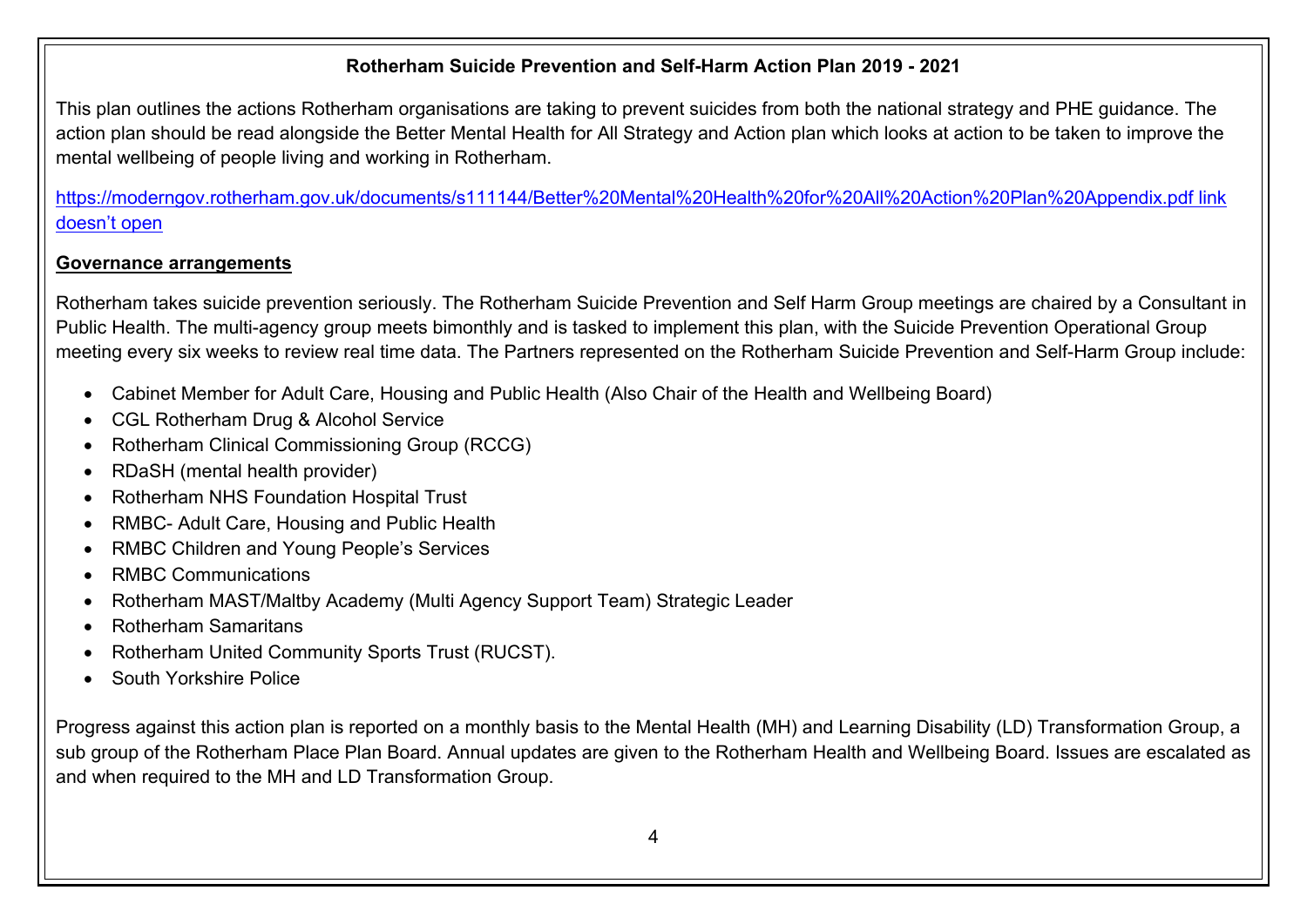**Rotherham Suicide Prevention and Self-Harm Action Plan 2019 - 2021**

This plan outlines the actions Rotherham organisations are taking to prevent suicides from both the national strategy and PHE guidance. The action plan should be read alongside the Better Mental Health for All Strategy and Action plan which looks at action to be taken to improve the mental wellbeing of people living and working in Rotherham.

[https://moderngov.rotherham.gov.uk/documents/s111144/Better%20Mental%20Health%20for%20All%20Action%20Plan%20Appendix.pdf link doesn't open](https://moderngov.rotherham.gov.uk/documents/s111144/Better%20Mental%20Health%20for%20All%20Action%20Plan%20Appendix.pdf)

## Governance arrangements

Rotherham takes suicide prevention seriously. The Rotherham Suicide Prevention and Self Harm Group meetings are chaired by a Consultant in Public Health. The multi-agency group meets bimonthly and is tasked to implement this plan, with the Suicide Prevention Operational Group meeting every six weeks to review real time data. The Partners represented on the Rotherham Suicide Prevention and Self-Harm Group include:

- Cabinet Member for Adult Care, Housing and Public Health (Also Chair of the Health and Wellbeing Board)
- CGL Rotherham Drug & Alcohol Service
- Rotherham Clinical Commissioning Group (RCCG)
- RDaSH (mental health provider)
- Rotherham NHS Foundation Hospital Trust
- RMBC- Adult Care, Housing and Public Health
- RMBC Children and Young People's Services
- RMBC Communications
- Rotherham MAST/Maltby Academy (Multi Agency Support Team) Strategic Leader
- Rotherham Samaritans
- Rotherham United Community Sports Trust (RUCST).
- South Yorkshire Police

Progress against this action plan is reported on a monthly basis to the Mental Health (MH) and Learning Disability (LD) Transformation Group, a sub group of the Rotherham Place Plan Board. Annual updates are given to the Rotherham Health and Wellbeing Board. Issues are escalated as and when required to the MH and LD Transformation Group.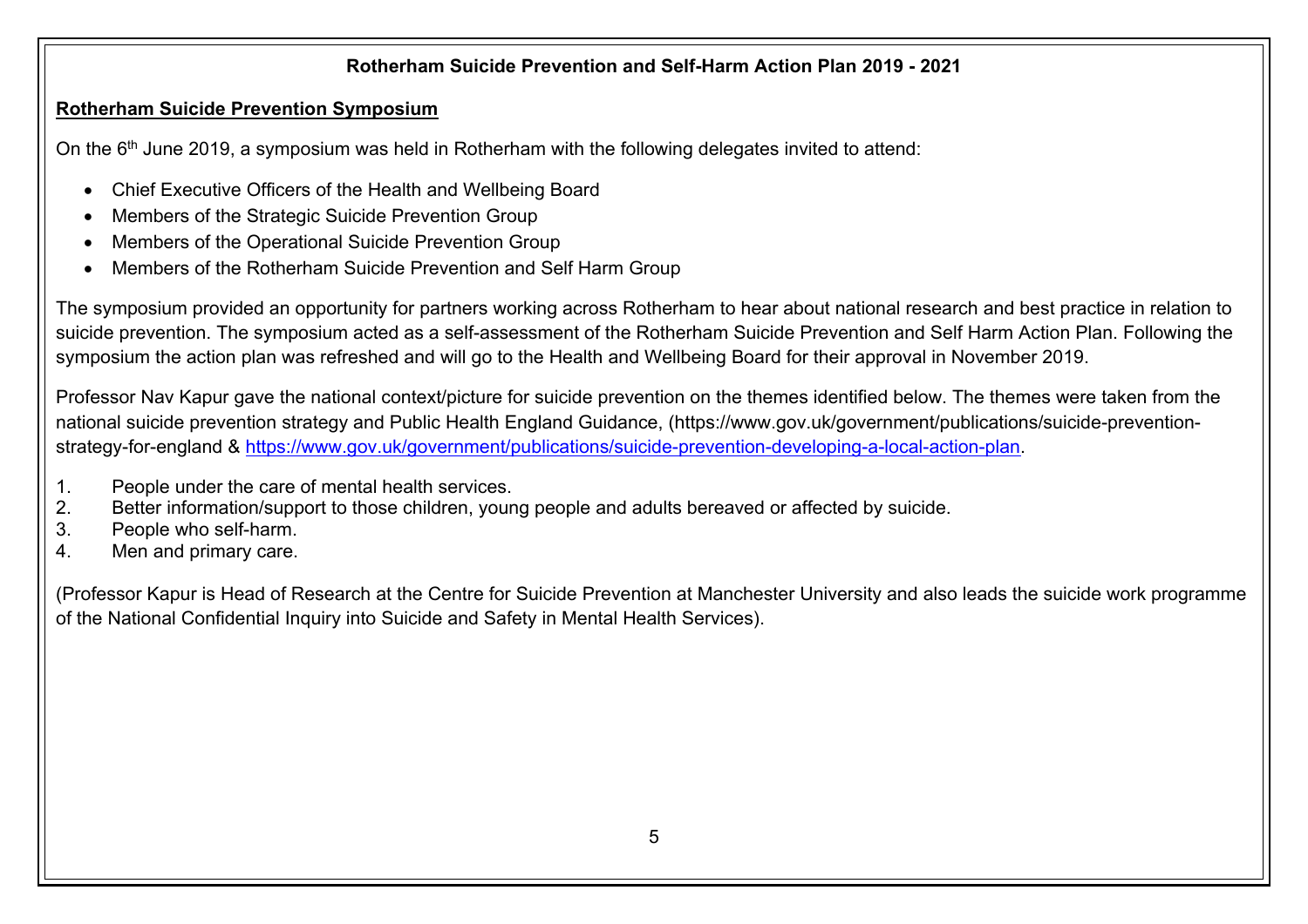**Rotherham Suicide Prevention and Self-Harm Action Plan 2019 - 2021**

## Rotherham Suicide Prevention Symposium

On the 6th June 2019, a symposium was held in Rotherham with the following delegates invited to attend:

- Chief Executive Officers of the Health and Wellbeing Board
- Members of the Strategic Suicide Prevention Group
- Members of the Operational Suicide Prevention Group
- Members of the Rotherham Suicide Prevention and Self Harm Group

The symposium provided an opportunity for partners working across Rotherham to hear about national research and best practice in relation to suicide prevention. The symposium acted as a self-assessment of the Rotherham Suicide Prevention and Self Harm Action Plan. Following the symposium the action plan was refreshed and will go to the Health and Wellbeing Board for their approval in November 2019.

Professor Nav Kapur gave the national context/picture for suicide prevention on the themes identified below. The themes were taken from the national suicide prevention strategy and Public Health England Guidance, (https://www.gov.uk/government/publications/suicide-prevention-strategy-for-england & https://www.gov.uk/government/publications/suicide-prevention-developing-a-local-action-plan.

1. People under the care of mental health services.
2. Better information/support to those children, young people and adults bereaved or affected by suicide.
3. People who self-harm.
4. Men and primary care.

(Professor Kapur is Head of Research at the Centre for Suicide Prevention at Manchester University and also leads the suicide work programme of the National Confidential Inquiry into Suicide and Safety in Mental Health Services).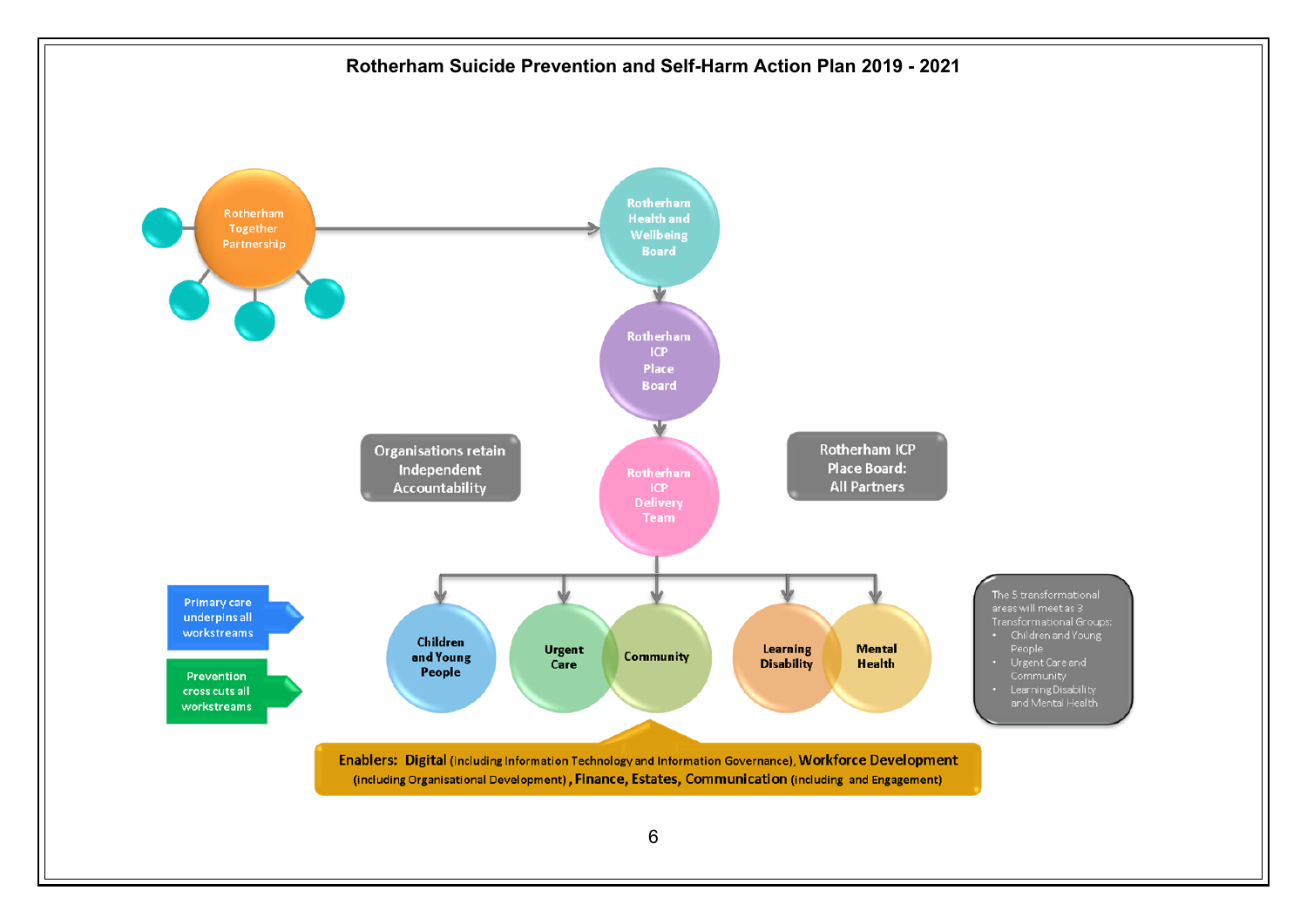# Rotherham Suicide Prevention and Self-Harm Action Plan 2019 - 2021

Rotherham Together Partnership

Rotherham Health and Wellbeing Board

Rotherham ICP Place Board

Organisations retain Independent Accountability

Rotherham ICP Delivery Team

Rotherham ICP Place Board: All Partners

Primary care underpins all workstreams

Prevention cross cuts all workstreams

Children and Young People

Urgent Care

Community

Learning Disability

Mental Health

The 5 transformational areas will meet as 3 Transformational Groups:

- Children and Young People
- Urgent Care and Community
- Learning Disability and Mental Health

**Enablers: Digital** (including Information Technology and Information Governance), **Workforce Development** (including Organisational Development), **Finance, Estates, Communication** (including and Engagement)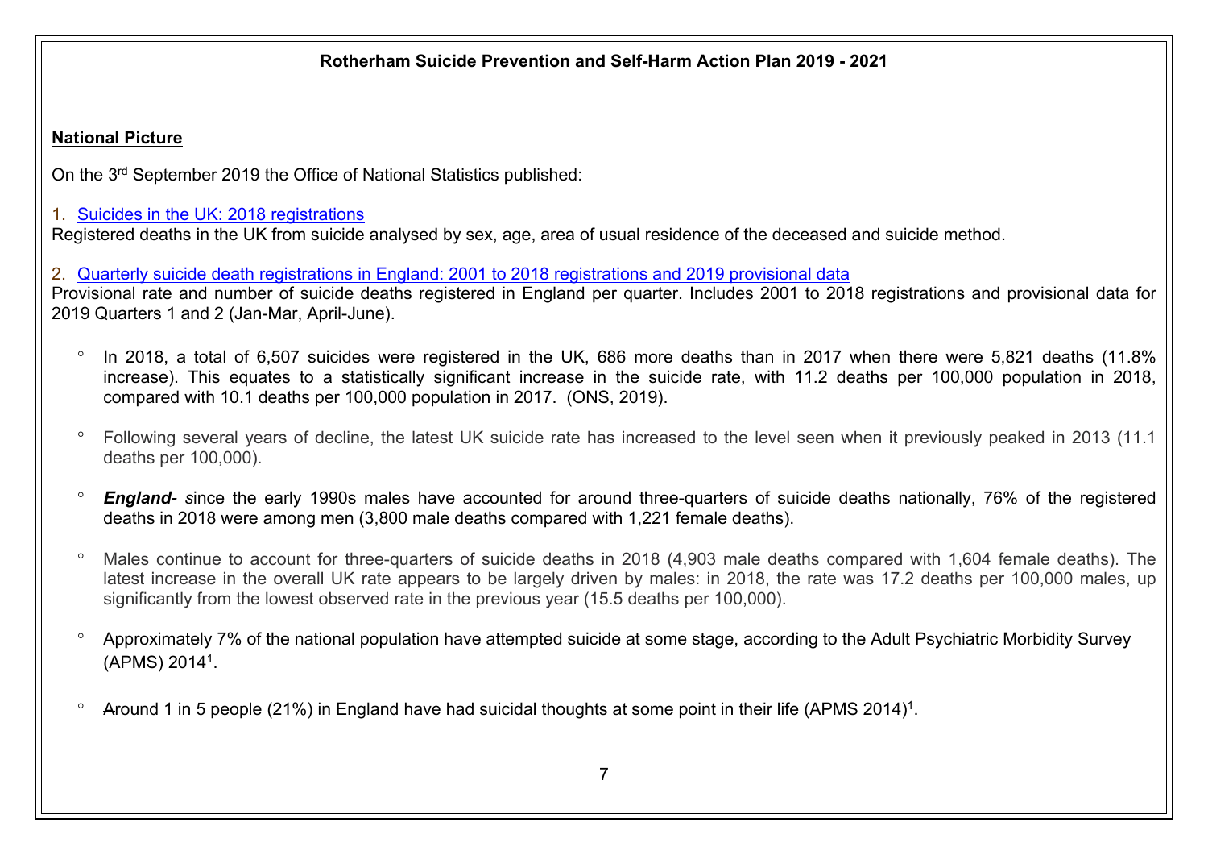**Rotherham Suicide Prevention and Self-Harm Action Plan 2019 - 2021**

## National Picture

On the 3rd September 2019 the Office of National Statistics published:

1. Suicides in the UK: 2018 registrations

Registered deaths in the UK from suicide analysed by sex, age, area of usual residence of the deceased and suicide method.

2. Quarterly suicide death registrations in England: 2001 to 2018 registrations and 2019 provisional data

Provisional rate and number of suicide deaths registered in England per quarter. Includes 2001 to 2018 registrations and provisional data for 2019 Quarters 1 and 2 (Jan-Mar, April-June).

- In 2018, a total of 6,507 suicides were registered in the UK, 686 more deaths than in 2017 when there were 5,821 deaths (11.8% increase). This equates to a statistically significant increase in the suicide rate, with 11.2 deaths per 100,000 population in 2018, compared with 10.1 deaths per 100,000 population in 2017. (ONS, 2019).
- Following several years of decline, the latest UK suicide rate has increased to the level seen when it previously peaked in 2013 (11.1 deaths per 100,000).
- ***England- s****ince* the early 1990s males have accounted for around three-quarters of suicide deaths nationally, 76% of the registered deaths in 2018 were among men (3,800 male deaths compared with 1,221 female deaths).
- Males continue to account for three-quarters of suicide deaths in 2018 (4,903 male deaths compared with 1,604 female deaths). The latest increase in the overall UK rate appears to be largely driven by males: in 2018, the rate was 17.2 deaths per 100,000 males, up significantly from the lowest observed rate in the previous year (15.5 deaths per 100,000).
- Approximately 7% of the national population have attempted suicide at some stage, according to the Adult Psychiatric Morbidity Survey (APMS) 2014[1].
- Around 1 in 5 people (21%) in England have had suicidal thoughts at some point in their life (APMS 2014)[1].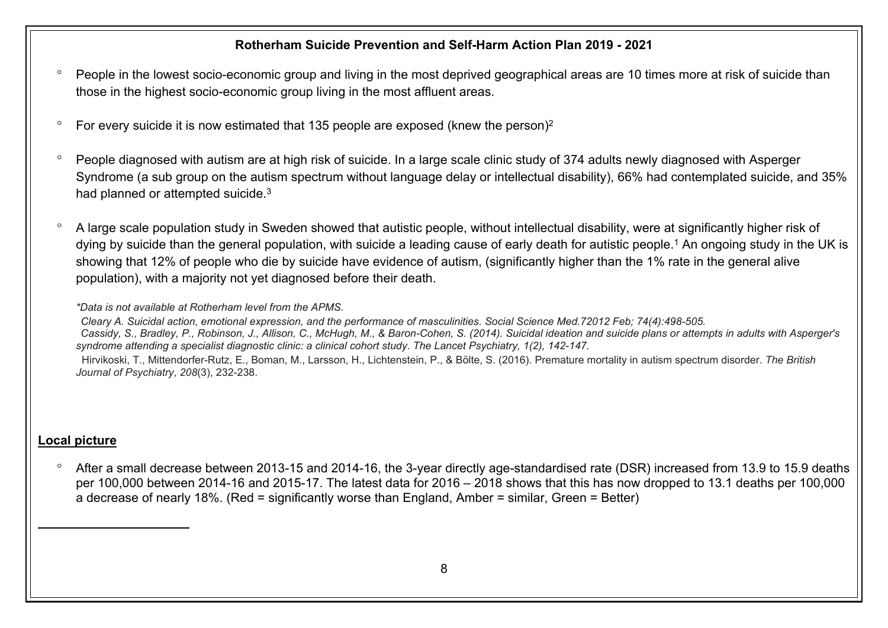- People in the lowest socio-economic group and living in the most deprived geographical areas are 10 times more at risk of suicide than those in the highest socio-economic group living in the most affluent areas.

- For every suicide it is now estimated that 135 people are exposed (knew the person)[2]

- People diagnosed with autism are at high risk of suicide. In a large scale clinic study of 374 adults newly diagnosed with Asperger Syndrome (a sub group on the autism spectrum without language delay or intellectual disability), 66% had contemplated suicide, and 35% had planned or attempted suicide.[3]

- A large scale population study in Sweden showed that autistic people, without intellectual disability, were at significantly higher risk of dying by suicide than the general population, with suicide a leading cause of early death for autistic people.[1] An ongoing study in the UK is showing that 12% of people who die by suicide have evidence of autism, (significantly higher than the 1% rate in the general alive population), with a majority not yet diagnosed before their death.

*\*Data is not available at Rotherham level from the APMS.*

*Cleary A. Suicidal action, emotional expression, and the performance of masculinities. Social Science Med.72012 Feb; 74(4):498-505.*

*Cassidy, S., Bradley, P., Robinson, J., Allison, C., McHugh, M., & Baron-Cohen, S. (2014). Suicidal ideation and suicide plans or attempts in adults with Asperger's syndrome attending a specialist diagnostic clinic: a clinical cohort study. The Lancet Psychiatry, 1(2), 142-147.*

Hirvikoski, T., Mittendorfer-Rutz, E., Boman, M., Larsson, H., Lichtenstein, P., & Bölte, S. (2016). Premature mortality in autism spectrum disorder. *The British Journal of Psychiatry*, *208*(3), 232-238.

## Local picture

- After a small decrease between 2013-15 and 2014-16, the 3-year directly age-standardised rate (DSR) increased from 13.9 to 15.9 deaths per 100,000 between 2014-16 and 2015-17. The latest data for 2016 – 2018 shows that this has now dropped to 13.1 deaths per 100,000 a decrease of nearly 18%. (Red = significantly worse than England, Amber = similar, Green = Better)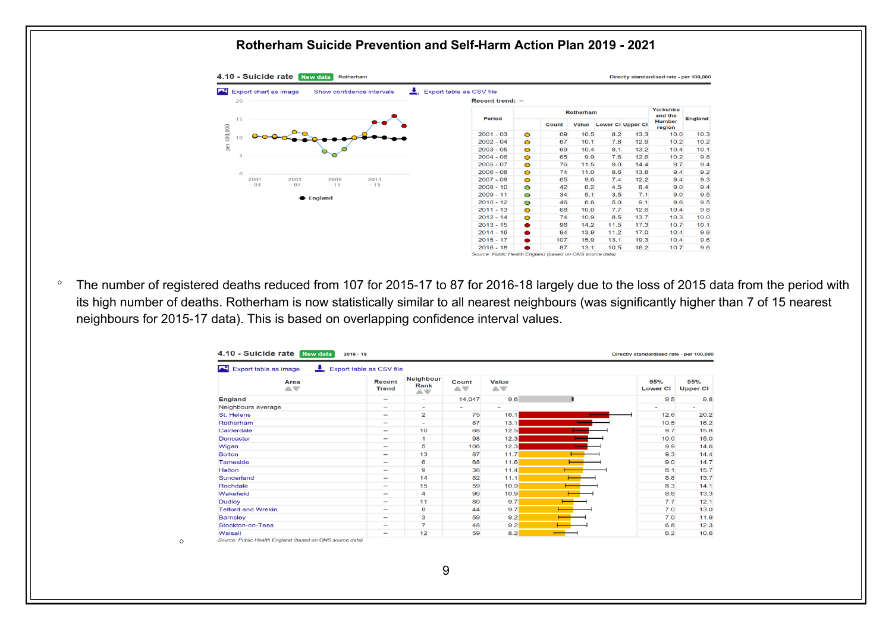### Rotherham Suicide Prevention and Self-Harm Action Plan 2019 - 2021

**4.10 - Suicide rate** New data Rotherham — Directly standardised rate - per 100,000

Export chart as image | Show confidence intervals | Export table as CSV file

Recent trend: –

| Period | | Rotherham | | | | Yorkshire and the Humber region | England |
|---|---|---|---|---|---|---|---|
| | | Count | Value | Lower CI | Upper CI | | |
| 2001 - 03 | | 69 | 10.5 | 8.2 | 13.3 | 10.0 | 10.3 |
| 2002 - 04 | | 67 | 10.1 | 7.8 | 12.9 | 10.2 | 10.2 |
| 2003 - 05 | | 69 | 10.4 | 8.1 | 13.2 | 10.4 | 10.1 |
| 2004 - 06 | | 65 | 9.9 | 7.6 | 12.6 | 10.2 | 9.8 |
| 2005 - 07 | | 76 | 11.5 | 9.0 | 14.4 | 9.7 | 9.4 |
| 2006 - 08 | | 74 | 11.0 | 8.6 | 13.8 | 9.4 | 9.2 |
| 2007 - 09 | | 65 | 9.6 | 7.4 | 12.2 | 9.4 | 9.3 |
| 2008 - 10 | | 42 | 6.2 | 4.5 | 8.4 | 9.0 | 9.4 |
| 2009 - 11 | | 34 | 5.1 | 3.5 | 7.1 | 9.0 | 9.5 |
| 2010 - 12 | | 46 | 6.8 | 5.0 | 9.1 | 9.6 | 9.5 |
| 2011 - 13 | | 68 | 10.0 | 7.7 | 12.6 | 10.4 | 9.8 |
| 2012 - 14 | | 74 | 10.9 | 8.5 | 13.7 | 10.3 | 10.0 |
| 2013 - 15 | | 96 | 14.2 | 11.5 | 17.3 | 10.7 | 10.1 |
| 2014 - 16 | | 94 | 13.9 | 11.2 | 17.0 | 10.4 | 9.9 |
| 2015 - 17 | | 107 | 15.9 | 13.1 | 19.3 | 10.4 | 9.6 |
| 2016 - 18 | | 87 | 13.1 | 10.5 | 16.2 | 10.7 | 9.6 |

*Source: Public Health England (based on ONS source data)*

- The number of registered deaths reduced from 107 for 2015-17 to 87 for 2016-18 largely due to the loss of 2015 data from the period with its high number of deaths. Rotherham is now statistically similar to all nearest neighbours (was significantly higher than 7 of 15 nearest neighbours for 2015-17 data). This is based on overlapping confidence interval values.

**4.10 - Suicide rate** New data 2016 - 18 — Directly standardised rate - per 100,000

Export table as image | Export table as CSV file

| Area | Recent Trend | Neighbour Rank | Count | Value | 95% Lower CI | 95% Upper CI |
|---|---|---|---|---|---|---|
| England | – | - | 14,047 | 9.6 | 9.5 | 9.8 |
| Neighbours average | - | - | - | - | - | - |
| St. Helens | – | 2 | 75 | 16.1 | 12.6 | 20.2 |
| Rotherham | – | - | 87 | 13.1 | 10.5 | 16.2 |
| Calderdale | – | 10 | 68 | 12.5 | 9.7 | 15.8 |
| Doncaster | – | 1 | 98 | 12.3 | 10.0 | 15.0 |
| Wigan | – | 5 | 106 | 12.3 | 9.9 | 14.6 |
| Bolton | – | 13 | 87 | 11.7 | 9.3 | 14.4 |
| Tameside | – | 6 | 68 | 11.6 | 9.0 | 14.7 |
| Halton | – | 9 | 38 | 11.4 | 8.1 | 15.7 |
| Sunderland | – | 14 | 82 | 11.1 | 8.8 | 13.7 |
| Rochdale | – | 15 | 59 | 10.9 | 8.3 | 14.1 |
| Wakefield | – | 4 | 96 | 10.9 | 8.8 | 13.3 |
| Dudley | – | 11 | 80 | 9.7 | 7.7 | 12.1 |
| Telford and Wrekin | – | 8 | 44 | 9.7 | 7.0 | 13.0 |
| Barnsley | – | 3 | 59 | 9.2 | 7.0 | 11.9 |
| Stockton-on-Tees | – | 7 | 48 | 9.2 | 6.8 | 12.3 |
| Walsall | – | 12 | 59 | 8.2 | 6.2 | 10.6 |

*Source: Public Health England (based on ONS source data)*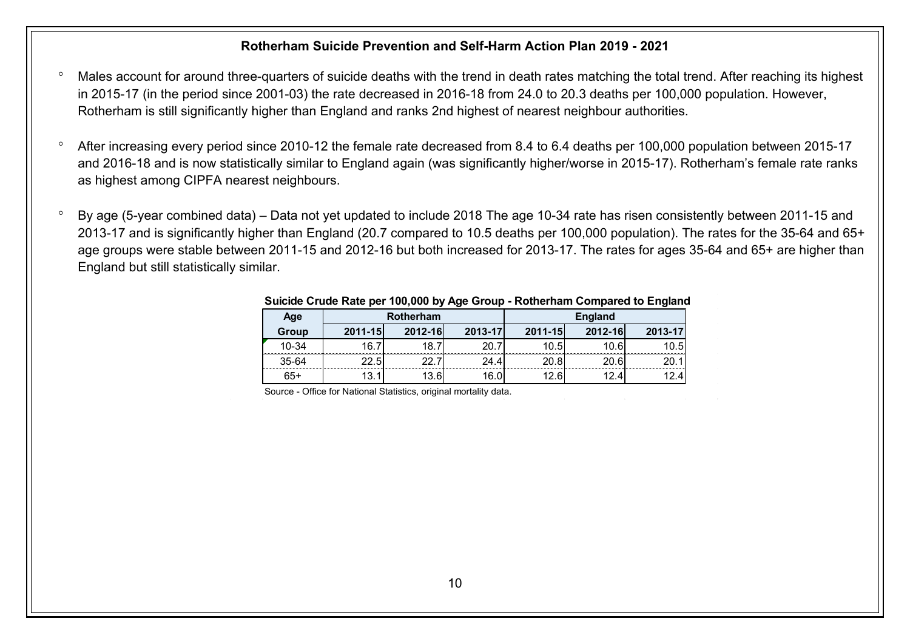**Rotherham Suicide Prevention and Self-Harm Action Plan 2019 - 2021**

- Males account for around three-quarters of suicide deaths with the trend in death rates matching the total trend. After reaching its highest in 2015-17 (in the period since 2001-03) the rate decreased in 2016-18 from 24.0 to 20.3 deaths per 100,000 population. However, Rotherham is still significantly higher than England and ranks 2nd highest of nearest neighbour authorities.

- After increasing every period since 2010-12 the female rate decreased from 8.4 to 6.4 deaths per 100,000 population between 2015-17 and 2016-18 and is now statistically similar to England again (was significantly higher/worse in 2015-17). Rotherham's female rate ranks as highest among CIPFA nearest neighbours.

- By age (5-year combined data) – Data not yet updated to include 2018 The age 10-34 rate has risen consistently between 2011-15 and 2013-17 and is significantly higher than England (20.7 compared to 10.5 deaths per 100,000 population). The rates for the 35-64 and 65+ age groups were stable between 2011-15 and 2012-16 but both increased for 2013-17. The rates for ages 35-64 and 65+ are higher than England but still statistically similar.

**Suicide Crude Rate per 100,000 by Age Group - Rotherham Compared to England**

| Age Group | Rotherham | | | England | | |
|---|---|---|---|---|---|---|
| | 2011-15 | 2012-16 | 2013-17 | 2011-15 | 2012-16 | 2013-17 |
| 10-34 | 16.7 | 18.7 | 20.7 | 10.5 | 10.6 | 10.5 |
| 35-64 | 22.5 | 22.7 | 24.4 | 20.8 | 20.6 | 20.1 |
| 65+ | 13.1 | 13.6 | 16.0 | 12.6 | 12.4 | 12.4 |

Source - Office for National Statistics, original mortality data.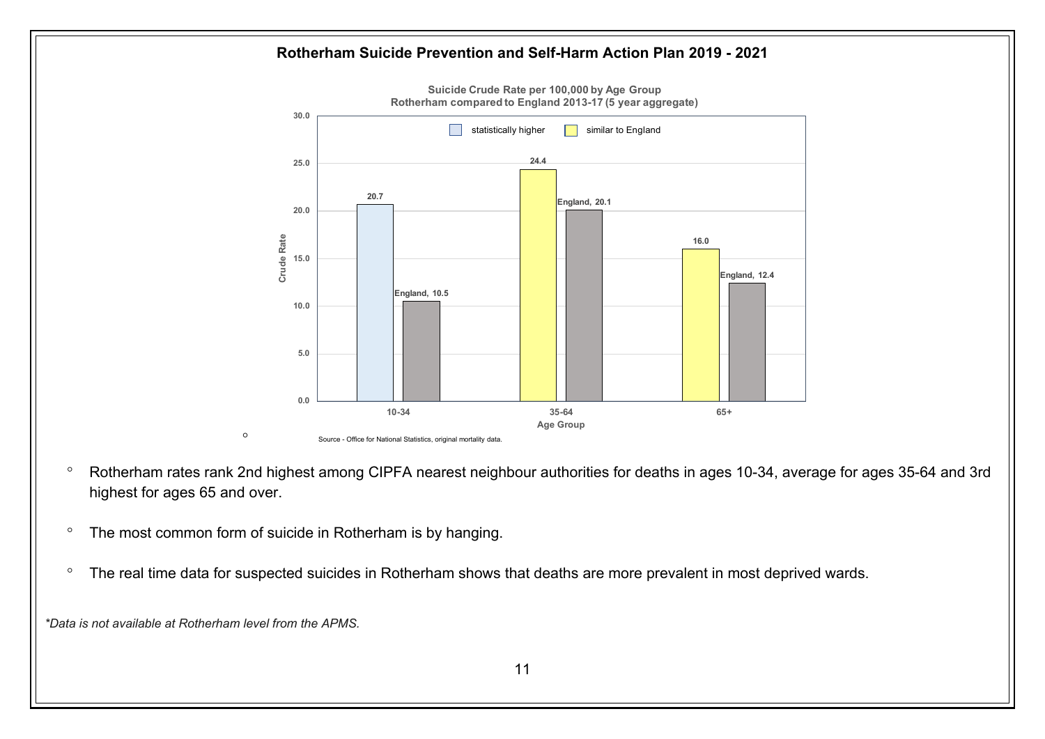**Suicide Crude Rate per 100,000 by Age Group**
**Rotherham compared to England 2013-17 (5 year aggregate)**

| Age Group | Rotherham | England | Rotherham compared to England |
|---|---|---|---|
| 10-34 | 20.7 | 10.5 | statistically higher |
| 35-64 | 24.4 | 20.1 | similar to England |
| 65+ | 16.0 | 12.4 | similar to England |

Source - Office for National Statistics, original mortality data.

- Rotherham rates rank 2nd highest among CIPFA nearest neighbour authorities for deaths in ages 10-34, average for ages 35-64 and 3rd highest for ages 65 and over.
- The most common form of suicide in Rotherham is by hanging.
- The real time data for suspected suicides in Rotherham shows that deaths are more prevalent in most deprived wards.

*\*Data is not available at Rotherham level from the APMS.*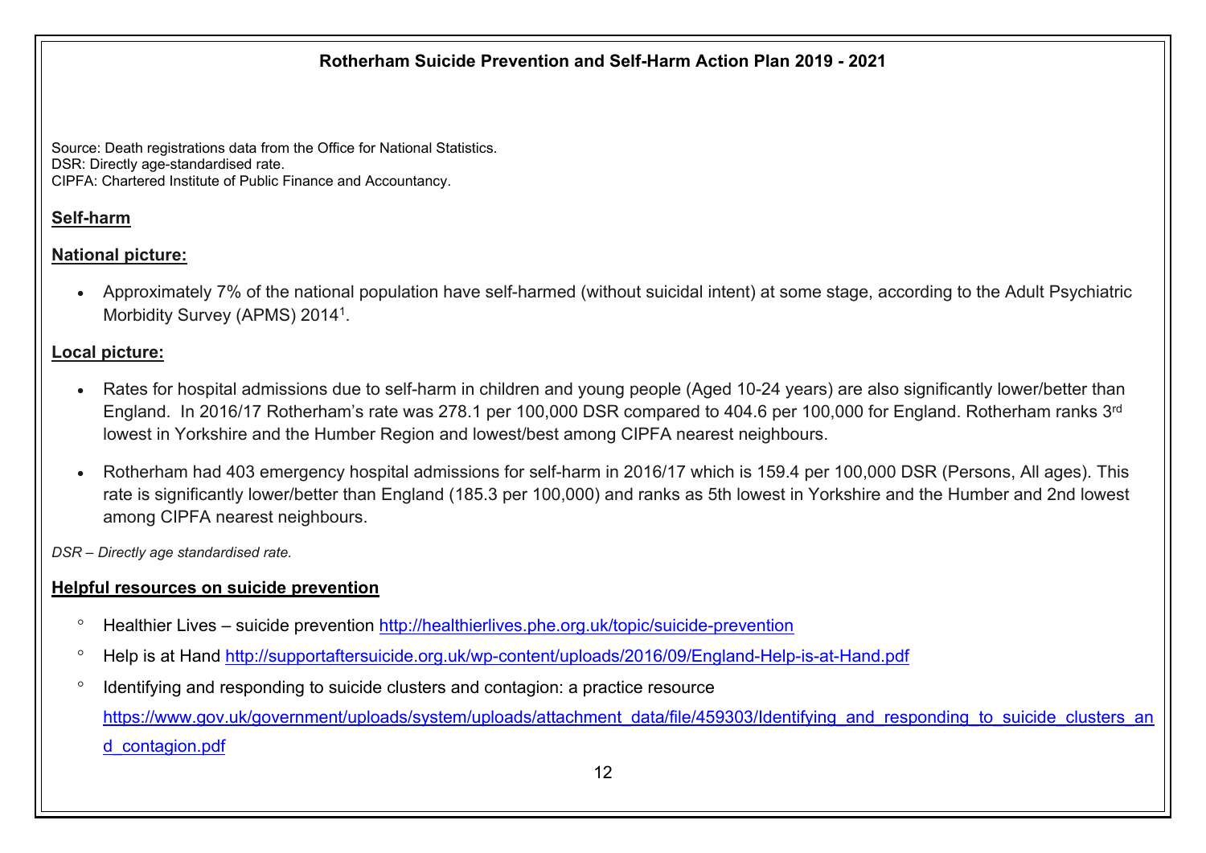Source: Death registrations data from the Office for National Statistics.
DSR: Directly age-standardised rate.
CIPFA: Chartered Institute of Public Finance and Accountancy.

## Self-harm

### National picture:

- Approximately 7% of the national population have self-harmed (without suicidal intent) at some stage, according to the Adult Psychiatric Morbidity Survey (APMS) 2014[1].

### Local picture:

- Rates for hospital admissions due to self-harm in children and young people (Aged 10-24 years) are also significantly lower/better than England. In 2016/17 Rotherham's rate was 278.1 per 100,000 DSR compared to 404.6 per 100,000 for England. Rotherham ranks 3rd lowest in Yorkshire and the Humber Region and lowest/best among CIPFA nearest neighbours.

- Rotherham had 403 emergency hospital admissions for self-harm in 2016/17 which is 159.4 per 100,000 DSR (Persons, All ages). This rate is significantly lower/better than England (185.3 per 100,000) and ranks as 5th lowest in Yorkshire and the Humber and 2nd lowest among CIPFA nearest neighbours.

*DSR – Directly age standardised rate.*

## Helpful resources on suicide prevention

- Healthier Lives – suicide prevention http://healthierlives.phe.org.uk/topic/suicide-prevention
- Help is at Hand http://supportaftersuicide.org.uk/wp-content/uploads/2016/09/England-Help-is-at-Hand.pdf
- Identifying and responding to suicide clusters and contagion: a practice resource https://www.gov.uk/government/uploads/system/uploads/attachment_data/file/459303/Identifying_and_responding_to_suicide_clusters_and_contagion.pdf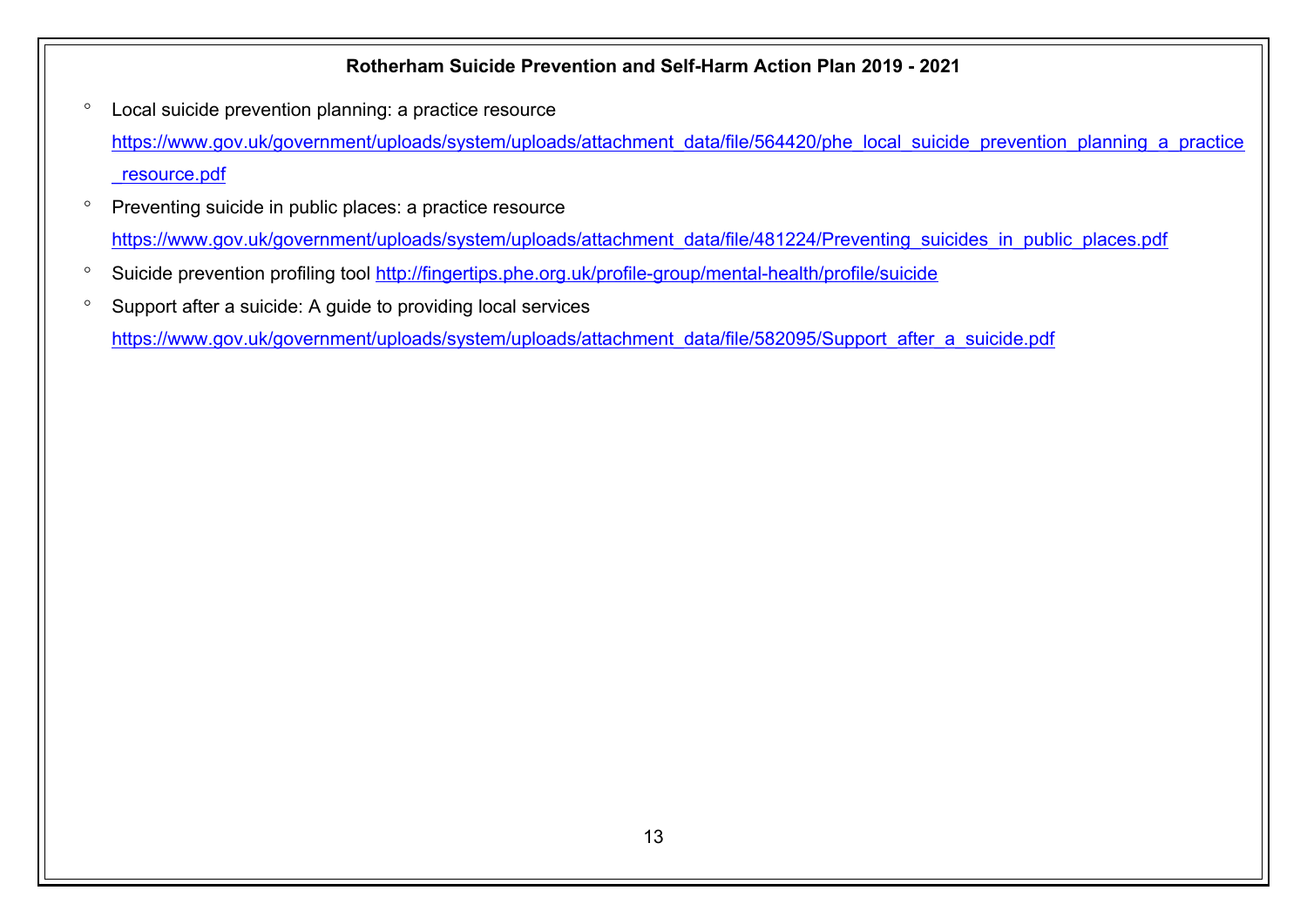- Local suicide prevention planning: a practice resource
  https://www.gov.uk/government/uploads/system/uploads/attachment_data/file/564420/phe_local_suicide_prevention_planning_a_practice_resource.pdf
- Preventing suicide in public places: a practice resource
  https://www.gov.uk/government/uploads/system/uploads/attachment_data/file/481224/Preventing_suicides_in_public_places.pdf
- Suicide prevention profiling tool http://fingertips.phe.org.uk/profile-group/mental-health/profile/suicide
- Support after a suicide: A guide to providing local services
  https://www.gov.uk/government/uploads/system/uploads/attachment_data/file/582095/Support_after_a_suicide.pdf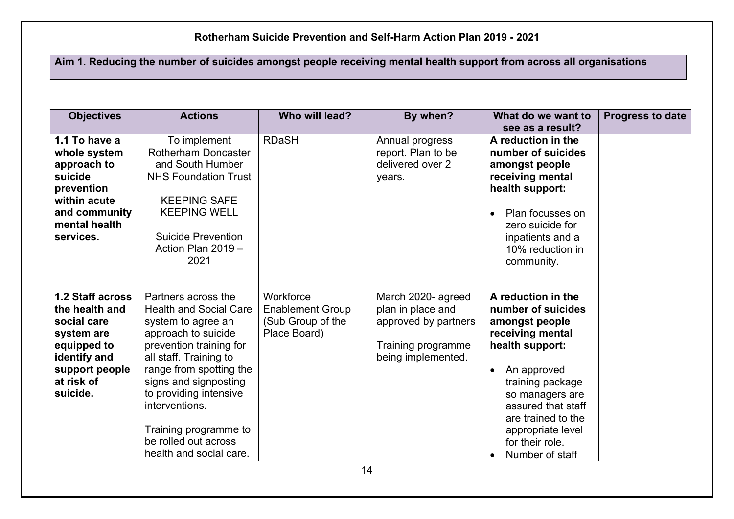# Rotherham Suicide Prevention and Self-Harm Action Plan 2019 - 2021

## Aim 1. Reducing the number of suicides amongst people receiving mental health support from across all organisations

| Objectives | Actions | Who will lead? | By when? | What do we want to see as a result? | Progress to date |
|---|---|---|---|---|---|
| **1.1 To have a whole system approach to suicide prevention within acute and community mental health services.** | To implement Rotherham Doncaster and South Humber NHS Foundation Trust<br><br>KEEPING SAFE KEEPING WELL<br><br>Suicide Prevention Action Plan 2019 – 2021 | RDaSH | Annual progress report. Plan to be delivered over 2 years. | **A reduction in the number of suicides amongst people receiving mental health support:**<br><br>• Plan focusses on zero suicide for inpatients and a 10% reduction in community. | |
| **1.2 Staff across the health and social care system are equipped to identify and support people at risk of suicide.** | Partners across the Health and Social Care system to agree an approach to suicide prevention training for all staff. Training to range from spotting the signs and signposting to providing intensive interventions.<br><br>Training programme to be rolled out across health and social care. | Workforce Enablement Group (Sub Group of the Place Board) | March 2020- agreed plan in place and approved by partners<br><br>Training programme being implemented. | **A reduction in the number of suicides amongst people receiving mental health support:**<br><br>• An approved training package so managers are assured that staff are trained to the appropriate level for their role.<br>• Number of staff | |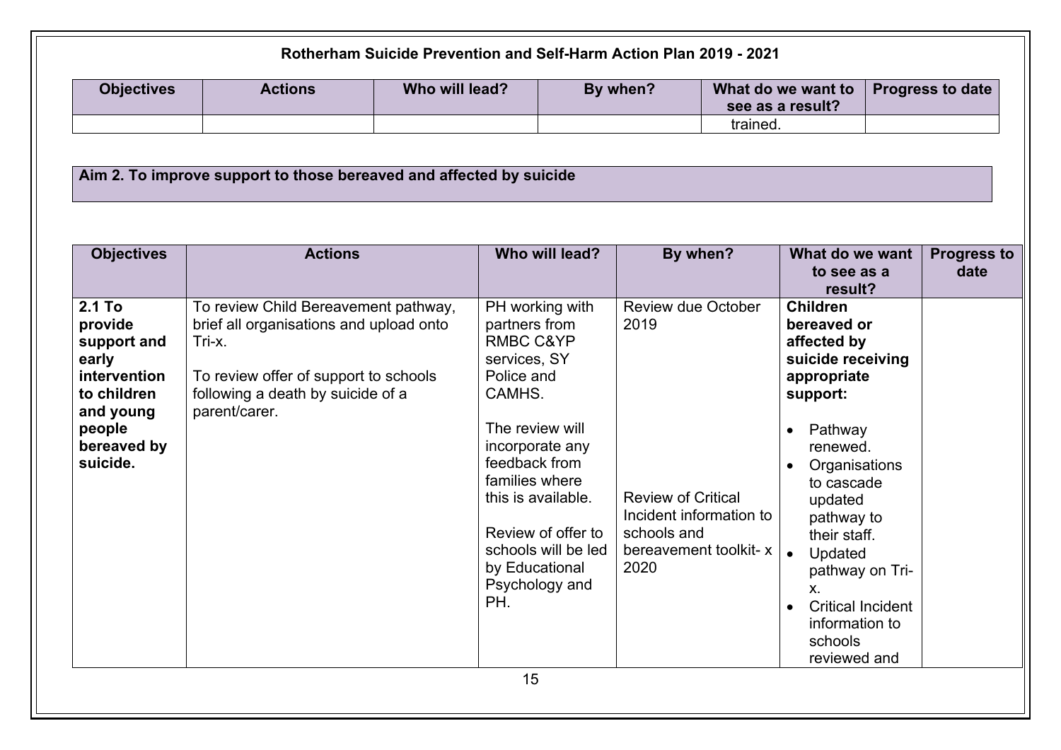## Rotherham Suicide Prevention and Self-Harm Action Plan 2019 - 2021

| Objectives | Actions | Who will lead? | By when? | What do we want to see as a result? | Progress to date |
|---|---|---|---|---|---|
| | | | | trained. | |

### Aim 2. To improve support to those bereaved and affected by suicide

| Objectives | Actions | Who will lead? | By when? | What do we want to see as a result? | Progress to date |
|---|---|---|---|---|---|
| **2.1 To provide support and early intervention to children and young people bereaved by suicide.** | To review Child Bereavement pathway, brief all organisations and upload onto Tri-x.<br><br>To review offer of support to schools following a death by suicide of a parent/carer. | PH working with partners from RMBC C&YP services, SY Police and CAMHS.<br><br>The review will incorporate any feedback from families where this is available.<br><br>Review of offer to schools will be led by Educational Psychology and PH. | Review due October 2019<br><br>Review of Critical Incident information to schools and bereavement toolkit- x 2020 | **Children bereaved or affected by suicide receiving appropriate support:**<br><br>• Pathway renewed.<br>• Organisations to cascade updated pathway to their staff.<br>• Updated pathway on Tri-x.<br>• Critical Incident information to schools reviewed and | |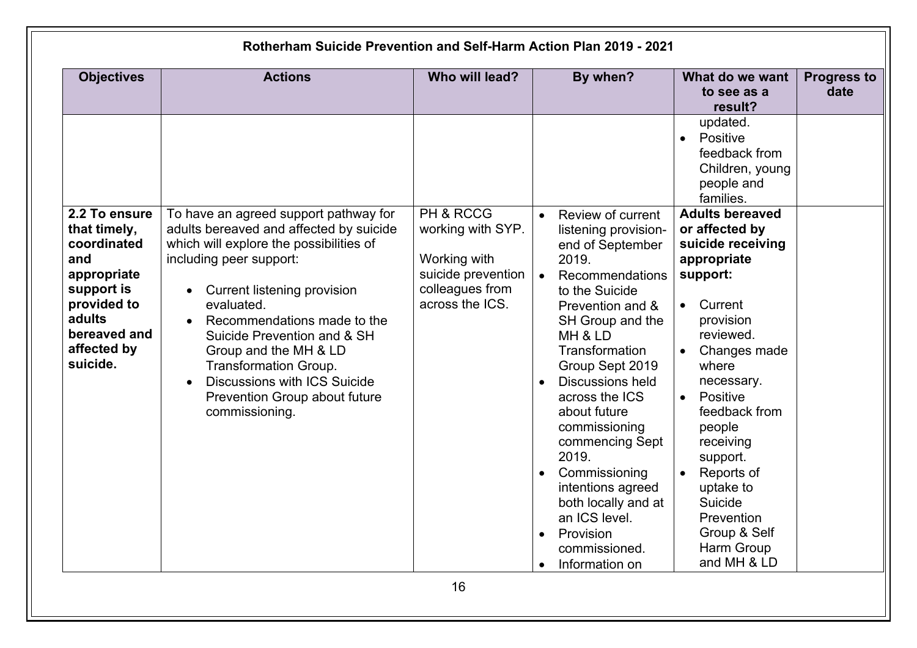## Rotherham Suicide Prevention and Self-Harm Action Plan 2019 - 2021

| Objectives | Actions | Who will lead? | By when? | What do we want to see as a result? | Progress to date |
|---|---|---|---|---|---|
| | | | | updated.<br>• Positive feedback from Children, young people and families. | |
| **2.2 To ensure that timely, coordinated and appropriate support is provided to adults bereaved and affected by suicide.** | To have an agreed support pathway for adults bereaved and affected by suicide which will explore the possibilities of including peer support:<br>• Current listening provision evaluated.<br>• Recommendations made to the Suicide Prevention and & SH Group and the MH & LD Transformation Group.<br>• Discussions with ICS Suicide Prevention Group about future commissioning. | PH & RCCG working with SYP.<br><br>Working with suicide prevention colleagues from across the ICS. | • Review of current listening provision- end of September 2019.<br>• Recommendations to the Suicide Prevention and & SH Group and the MH & LD Transformation Group Sept 2019<br>• Discussions held across the ICS about future commissioning commencing Sept 2019.<br>• Commissioning intentions agreed both locally and at an ICS level.<br>• Provision commissioned.<br>• Information on | **Adults bereaved or affected by suicide receiving appropriate support:**<br>• Current provision reviewed.<br>• Changes made where necessary.<br>• Positive feedback from people receiving support.<br>• Reports of uptake to Suicide Prevention Group & Self Harm Group and MH & LD | |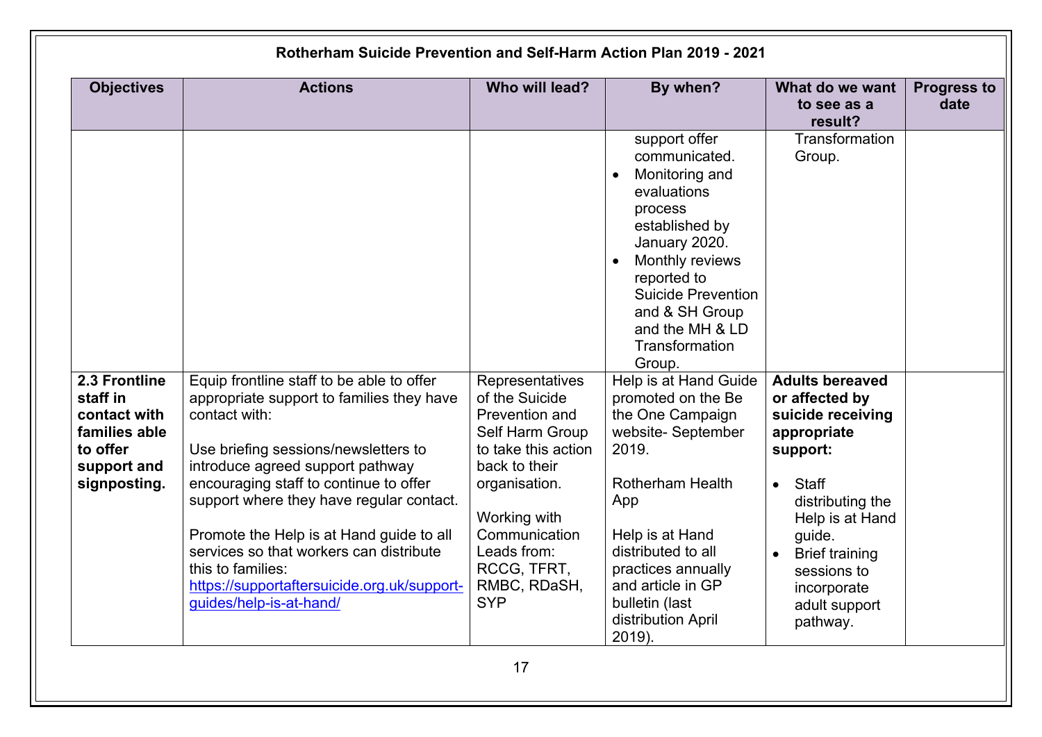**Rotherham Suicide Prevention and Self-Harm Action Plan 2019 - 2021**

| Objectives | Actions | Who will lead? | By when? | What do we want to see as a result? | Progress to date |
|---|---|---|---|---|---|
| | | | support offer communicated.<br>• Monitoring and evaluations process established by January 2020.<br>• Monthly reviews reported to Suicide Prevention and & SH Group and the MH & LD Transformation Group. | Transformation Group. | |
| **2.3 Frontline staff in contact with families able to offer support and signposting.** | Equip frontline staff to be able to offer appropriate support to families they have contact with:<br><br>Use briefing sessions/newsletters to introduce agreed support pathway encouraging staff to continue to offer support where they have regular contact.<br><br>Promote the Help is at Hand guide to all services so that workers can distribute this to families: [https://supportaftersuicide.org.uk/support-guides/help-is-at-hand/](https://supportaftersuicide.org.uk/support-guides/help-is-at-hand/) | Representatives of the Suicide Prevention and Self Harm Group to take this action back to their organisation.<br><br>Working with Communication Leads from: RCCG, TFRT, RMBC, RDaSH, SYP | Help is at Hand Guide promoted on the Be the One Campaign website- September 2019.<br><br>Rotherham Health App<br><br>Help is at Hand distributed to all practices annually and article in GP bulletin (last distribution April 2019). | **Adults bereaved or affected by suicide receiving appropriate support:**<br><br>• Staff distributing the Help is at Hand guide.<br>• Brief training sessions to incorporate adult support pathway. | |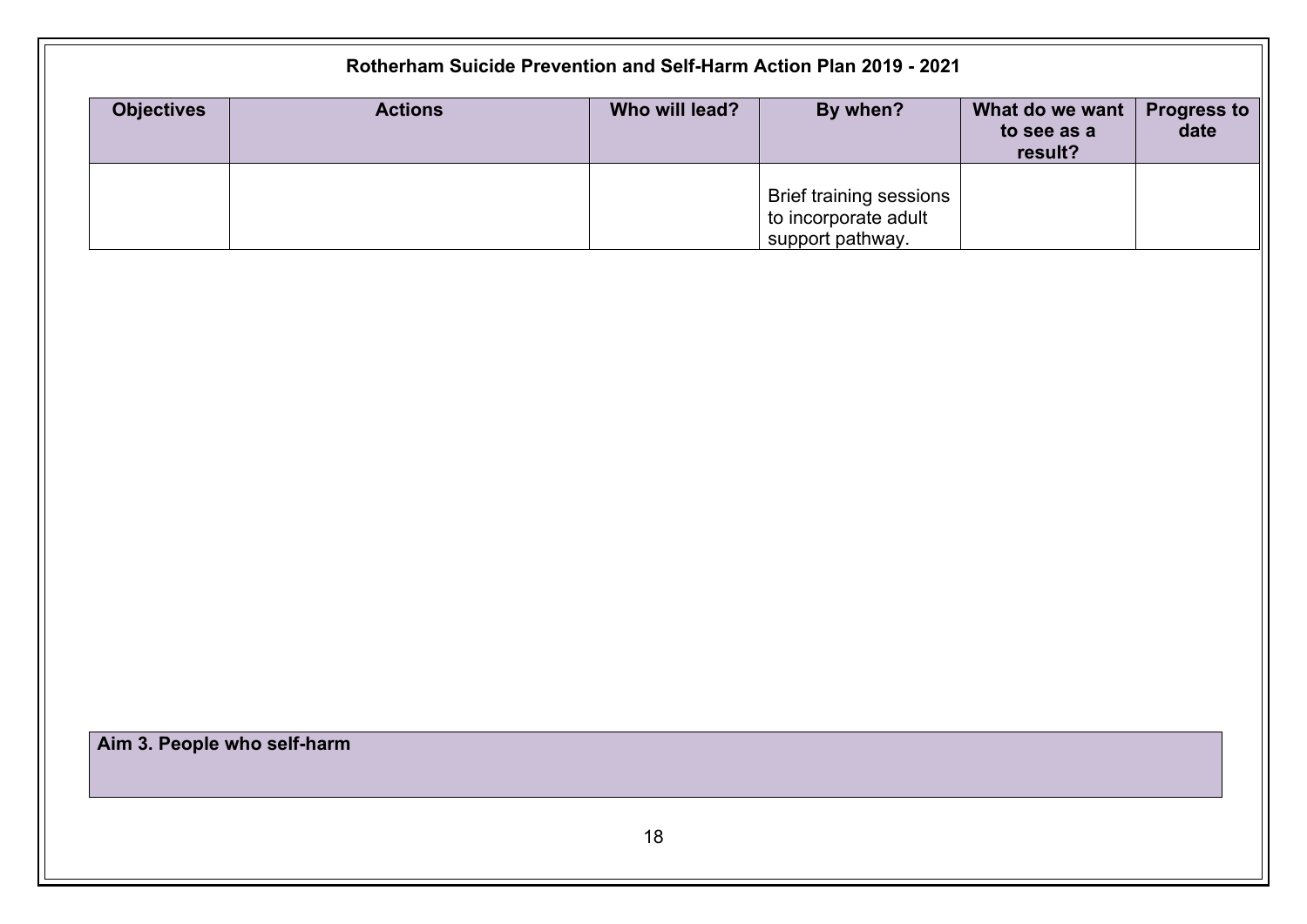## Rotherham Suicide Prevention and Self-Harm Action Plan 2019 - 2021

| Objectives | Actions | Who will lead? | By when? | What do we want to see as a result? | Progress to date |
|---|---|---|---|---|---|
| | | | Brief training sessions to incorporate adult support pathway. | | |

| Aim 3. People who self-harm |
|---|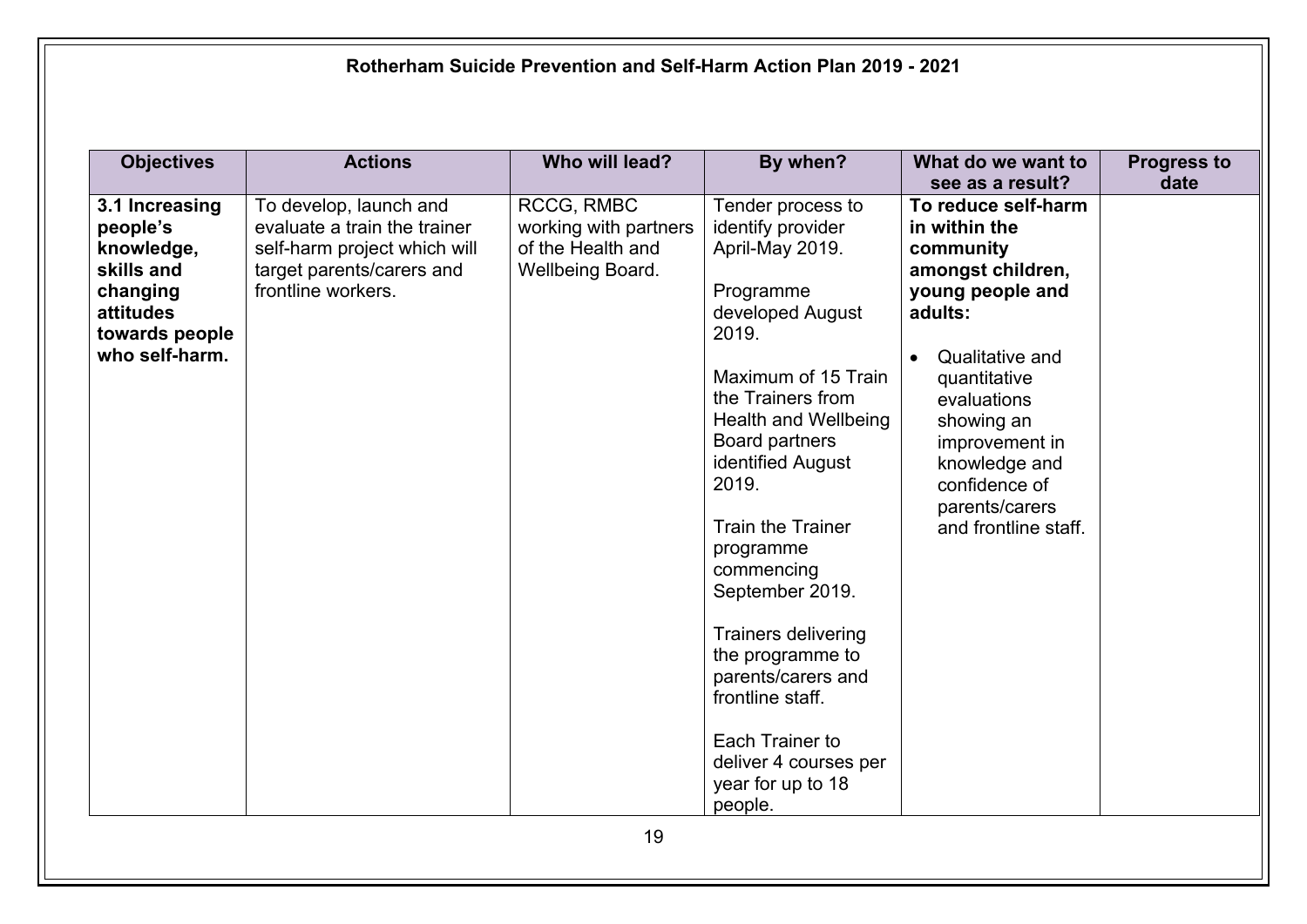**Rotherham Suicide Prevention and Self-Harm Action Plan 2019 - 2021**

| Objectives | Actions | Who will lead? | By when? | What do we want to see as a result? | Progress to date |
|---|---|---|---|---|---|
| **3.1 Increasing people's knowledge, skills and changing attitudes towards people who self-harm.** | To develop, launch and evaluate a train the trainer self-harm project which will target parents/carers and frontline workers. | RCCG, RMBC working with partners of the Health and Wellbeing Board. | Tender process to identify provider April-May 2019.<br><br>Programme developed August 2019.<br><br>Maximum of 15 Train the Trainers from Health and Wellbeing Board partners identified August 2019.<br><br>Train the Trainer programme commencing September 2019.<br><br>Trainers delivering the programme to parents/carers and frontline staff.<br><br>Each Trainer to deliver 4 courses per year for up to 18 people. | **To reduce self-harm in within the community amongst children, young people and adults:**<br><br>• Qualitative and quantitative evaluations showing an improvement in knowledge and confidence of parents/carers and frontline staff. | |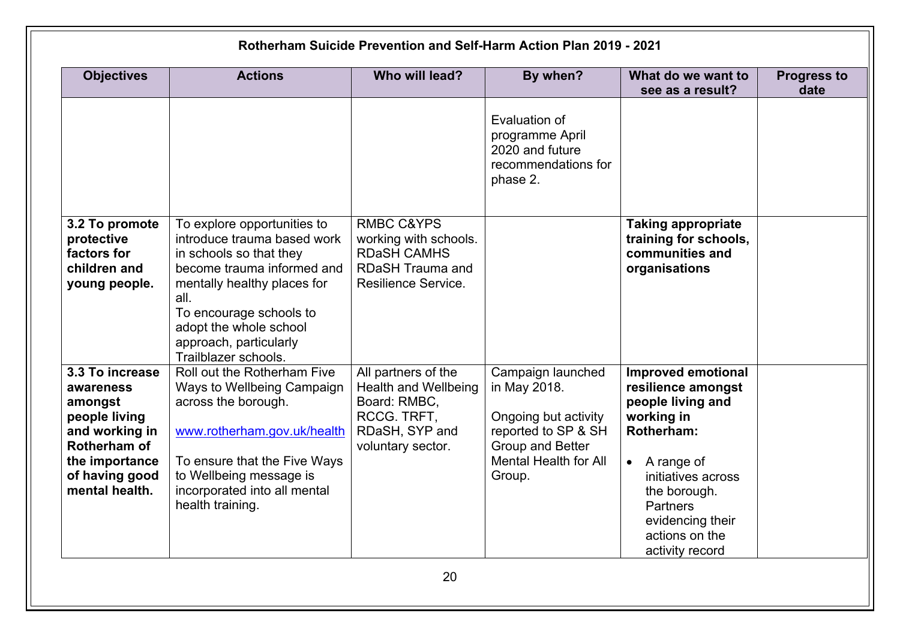## Rotherham Suicide Prevention and Self-Harm Action Plan 2019 - 2021

| Objectives | Actions | Who will lead? | By when? | What do we want to see as a result? | Progress to date |
|---|---|---|---|---|---|
| | | | Evaluation of programme April 2020 and future recommendations for phase 2. | | |
| **3.2 To promote protective factors for children and young people.** | To explore opportunities to introduce trauma based work in schools so that they become trauma informed and mentally healthy places for all.<br>To encourage schools to adopt the whole school approach, particularly Trailblazer schools. | RMBC C&YPS working with schools.<br>RDaSH CAMHS<br>RDaSH Trauma and Resilience Service. | | **Taking appropriate training for schools, communities and organisations** | |
| **3.3 To increase awareness amongst people living and working in Rotherham of the importance of having good mental health.** | Roll out the Rotherham Five Ways to Wellbeing Campaign across the borough.<br><br>www.rotherham.gov.uk/health<br><br>To ensure that the Five Ways to Wellbeing message is incorporated into all mental health training. | All partners of the Health and Wellbeing Board: RMBC, RCCG. TRFT, RDaSH, SYP and voluntary sector. | Campaign launched in May 2018.<br><br>Ongoing but activity reported to SP & SH Group and Better Mental Health for All Group. | **Improved emotional resilience amongst people living and working in Rotherham:**<br><br>• A range of initiatives across the borough. Partners evidencing their actions on the activity record | |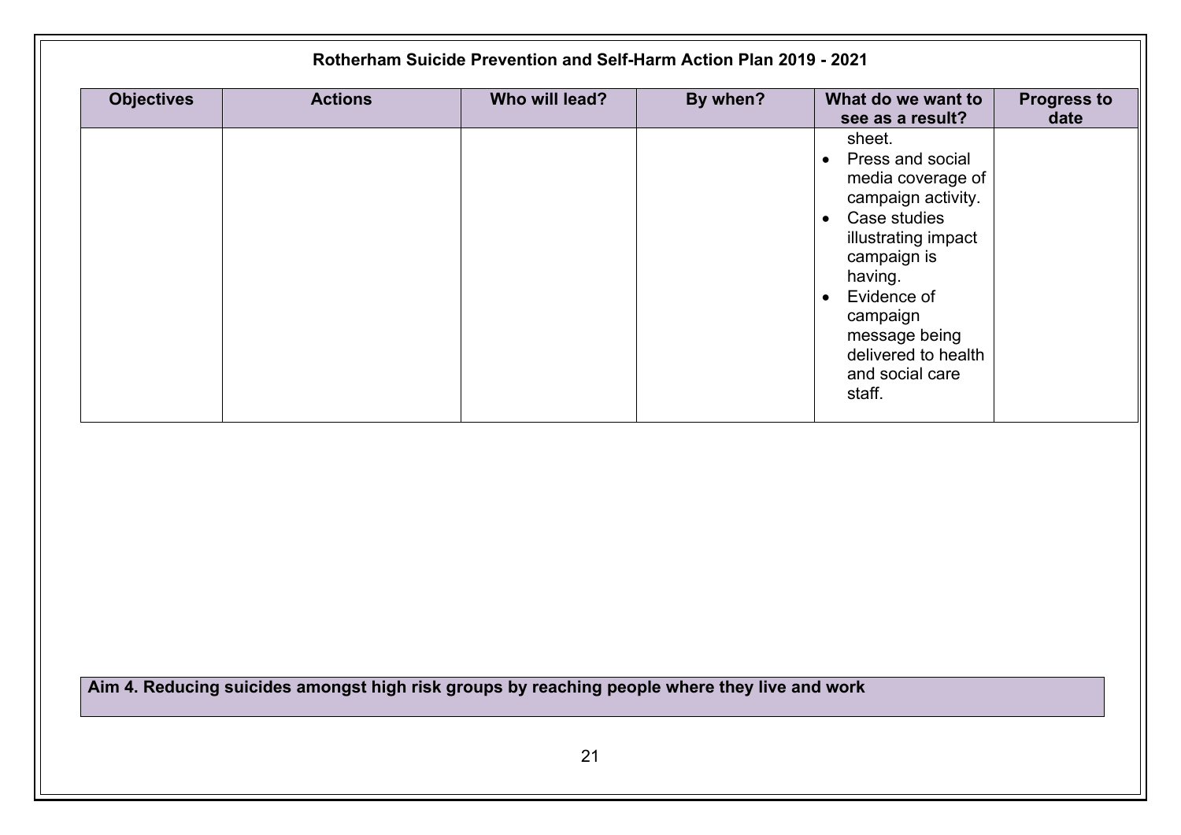## Rotherham Suicide Prevention and Self-Harm Action Plan 2019 - 2021

| Objectives | Actions | Who will lead? | By when? | What do we want to see as a result? | Progress to date |
|---|---|---|---|---|---|
| | | | | sheet.<br>• Press and social media coverage of campaign activity.<br>• Case studies illustrating impact campaign is having.<br>• Evidence of campaign message being delivered to health and social care staff. | |

**Aim 4. Reducing suicides amongst high risk groups by reaching people where they live and work**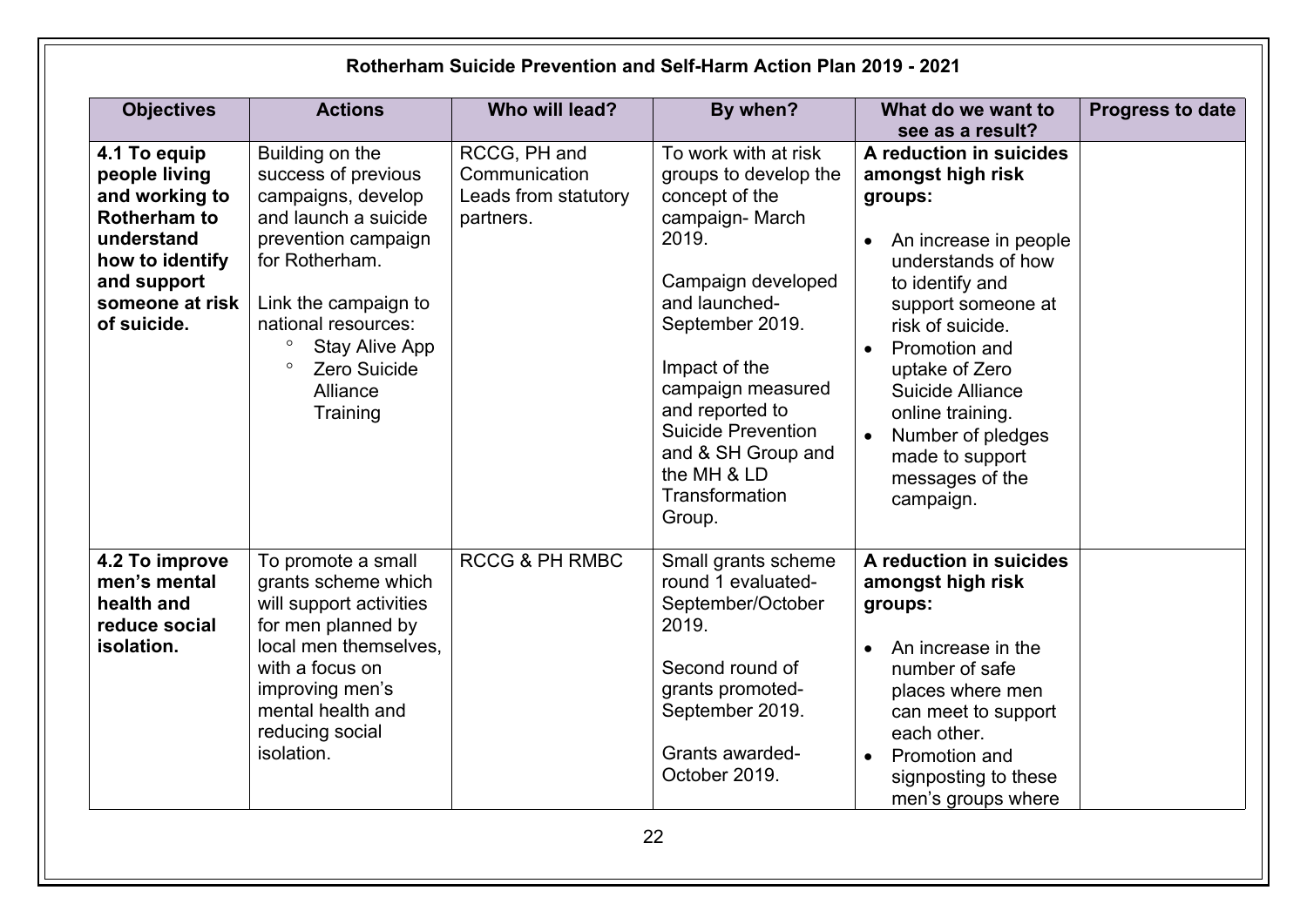## Rotherham Suicide Prevention and Self-Harm Action Plan 2019 - 2021

| Objectives | Actions | Who will lead? | By when? | What do we want to see as a result? | Progress to date |
|---|---|---|---|---|---|
| **4.1 To equip people living and working to Rotherham to understand how to identify and support someone at risk of suicide.** | Building on the success of previous campaigns, develop and launch a suicide prevention campaign for Rotherham.<br><br>Link the campaign to national resources:<br>◦ Stay Alive App<br>◦ Zero Suicide Alliance Training | RCCG, PH and Communication Leads from statutory partners. | To work with at risk groups to develop the concept of the campaign- March 2019.<br><br>Campaign developed and launched- September 2019.<br><br>Impact of the campaign measured and reported to Suicide Prevention and & SH Group and the MH & LD Transformation Group. | **A reduction in suicides amongst high risk groups:**<br><br>• An increase in people understands of how to identify and support someone at risk of suicide.<br>• Promotion and uptake of Zero Suicide Alliance online training.<br>• Number of pledges made to support messages of the campaign. | |
| **4.2 To improve men's mental health and reduce social isolation.** | To promote a small grants scheme which will support activities for men planned by local men themselves, with a focus on improving men's mental health and reducing social isolation. | RCCG & PH RMBC | Small grants scheme round 1 evaluated- September/October 2019.<br><br>Second round of grants promoted- September 2019.<br><br>Grants awarded- October 2019. | **A reduction in suicides amongst high risk groups:**<br><br>• An increase in the number of safe places where men can meet to support each other.<br>• Promotion and signposting to these men's groups where | |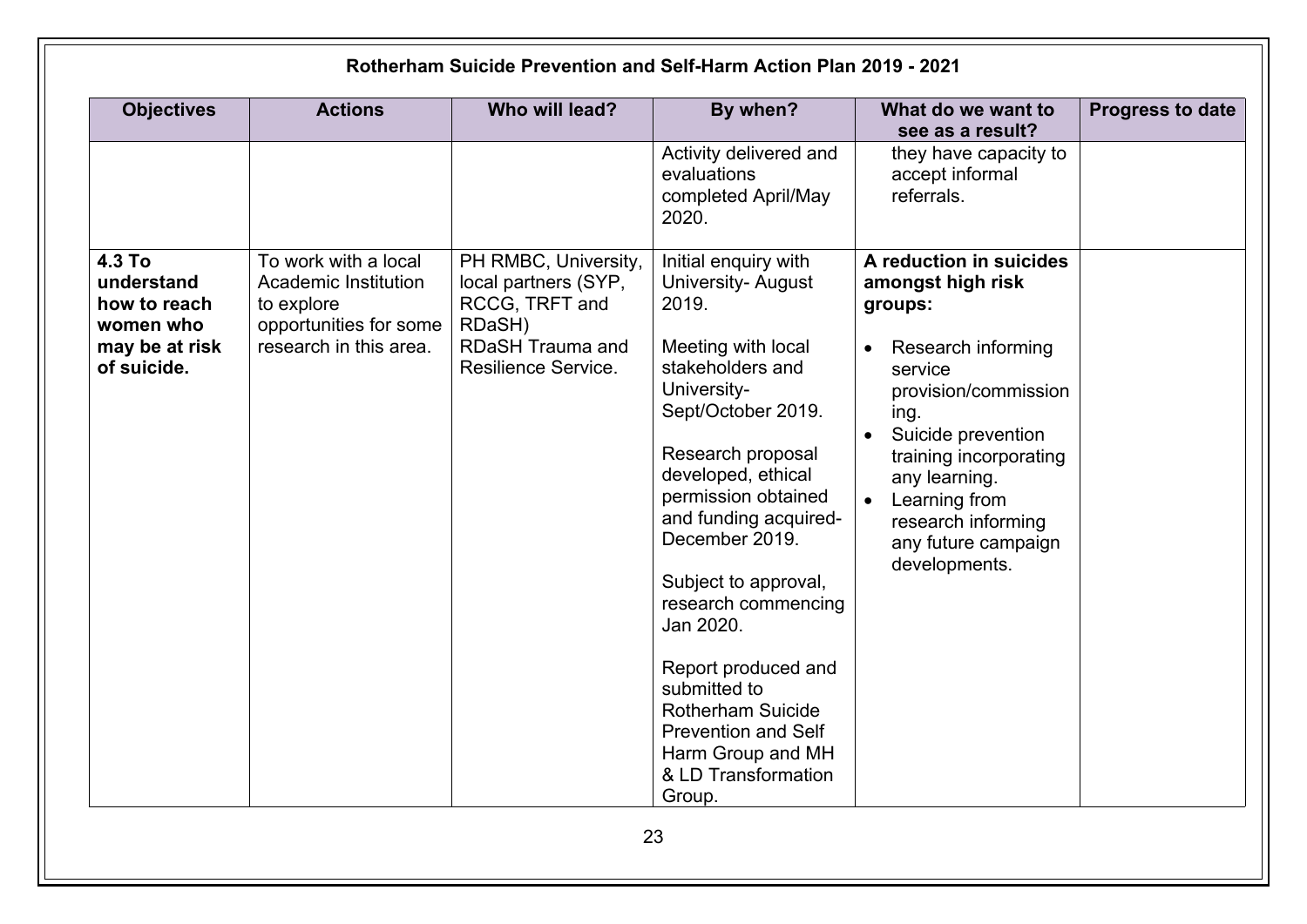## Rotherham Suicide Prevention and Self-Harm Action Plan 2019 - 2021

| Objectives | Actions | Who will lead? | By when? | What do we want to see as a result? | Progress to date |
|---|---|---|---|---|---|
| | | | Activity delivered and evaluations completed April/May 2020. | they have capacity to accept informal referrals. | |
| **4.3 To understand how to reach women who may be at risk of suicide.** | To work with a local Academic Institution to explore opportunities for some research in this area. | PH RMBC, University, local partners (SYP, RCCG, TRFT and RDaSH) RDaSH Trauma and Resilience Service. | Initial enquiry with University- August 2019.<br><br>Meeting with local stakeholders and University- Sept/October 2019.<br><br>Research proposal developed, ethical permission obtained and funding acquired- December 2019.<br><br>Subject to approval, research commencing Jan 2020.<br><br>Report produced and submitted to Rotherham Suicide Prevention and Self Harm Group and MH & LD Transformation Group. | **A reduction in suicides amongst high risk groups:**<br><br>• Research informing service provision/commissioning.<br>• Suicide prevention training incorporating any learning.<br>• Learning from research informing any future campaign developments. | |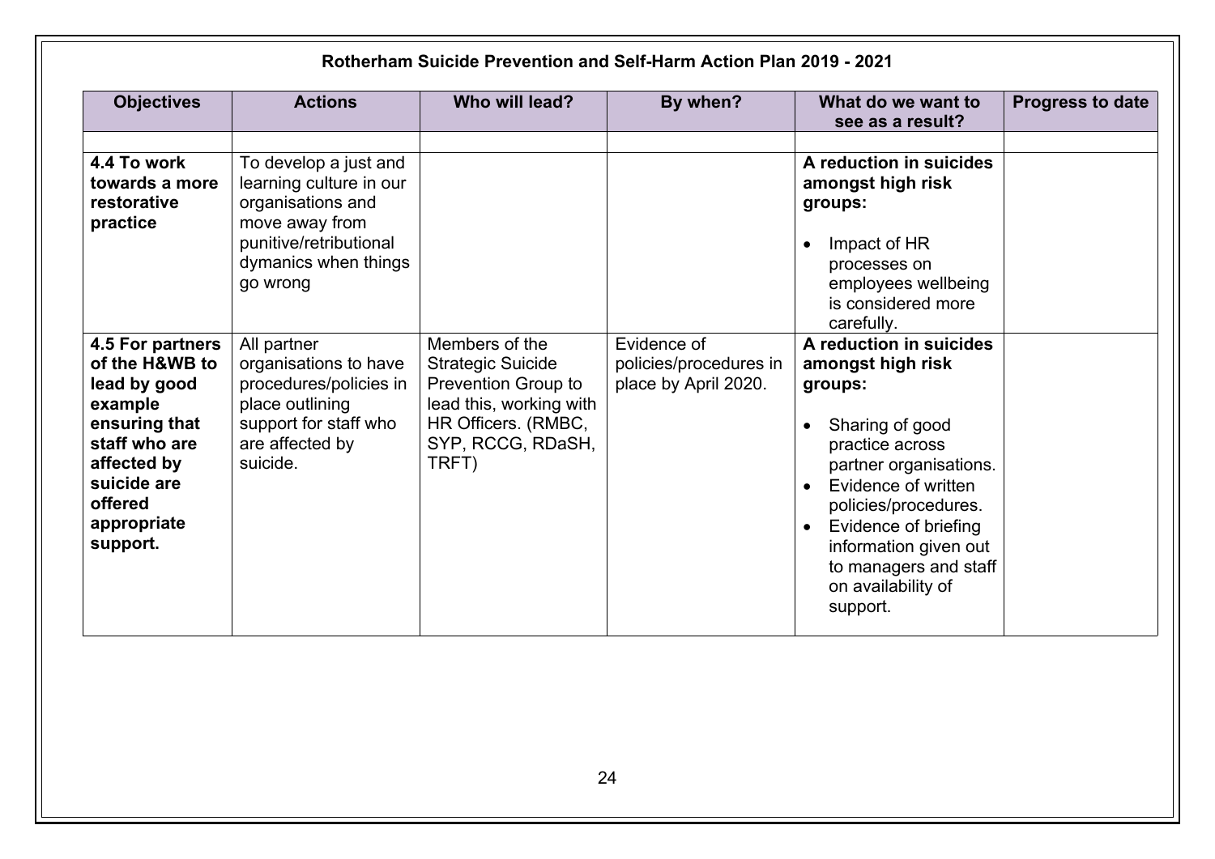**Rotherham Suicide Prevention and Self-Harm Action Plan 2019 - 2021**

| Objectives | Actions | Who will lead? | By when? | What do we want to see as a result? | Progress to date |
|---|---|---|---|---|---|
| | | | | | |
| **4.4 To work towards a more restorative practice** | To develop a just and learning culture in our organisations and move away from punitive/retributional dymanics when things go wrong | | | **A reduction in suicides amongst high risk groups:**<br>• Impact of HR processes on employees wellbeing is considered more carefully. | |
| **4.5 For partners of the H&WB to lead by good example ensuring that staff who are affected by suicide are offered appropriate support.** | All partner organisations to have procedures/policies in place outlining support for staff who are affected by suicide. | Members of the Strategic Suicide Prevention Group to lead this, working with HR Officers. (RMBC, SYP, RCCG, RDaSH, TRFT) | Evidence of policies/procedures in place by April 2020. | **A reduction in suicides amongst high risk groups:**<br>• Sharing of good practice across partner organisations.<br>• Evidence of written policies/procedures.<br>• Evidence of briefing information given out to managers and staff on availability of support. | |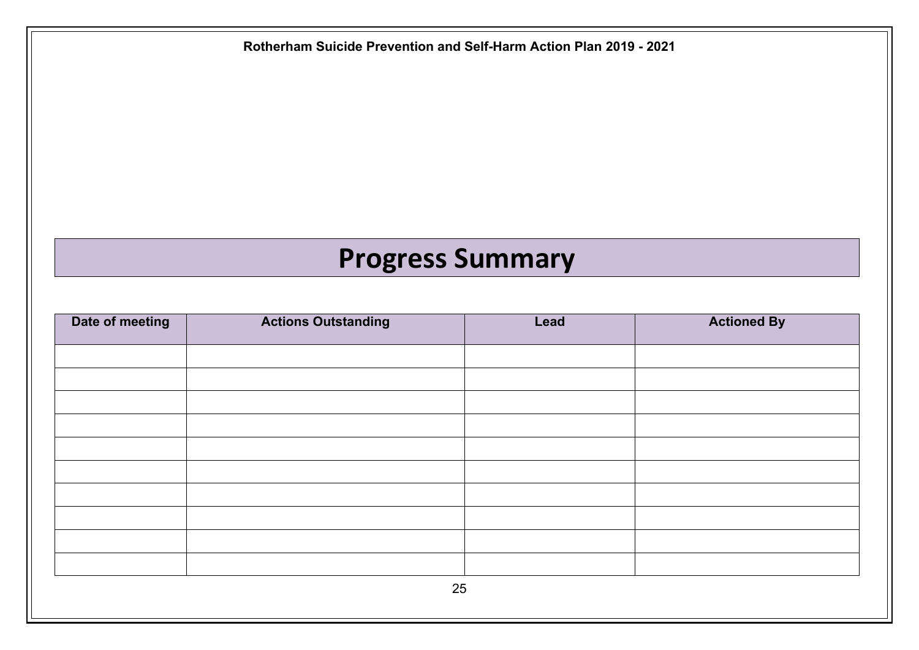# Progress Summary

| Date of meeting | Actions Outstanding | Lead | Actioned By |
|---|---|---|---|
| | | | |
| | | | |
| | | | |
| | | | |
| | | | |
| | | | |
| | | | |
| | | | |
| | | | |
| | | | |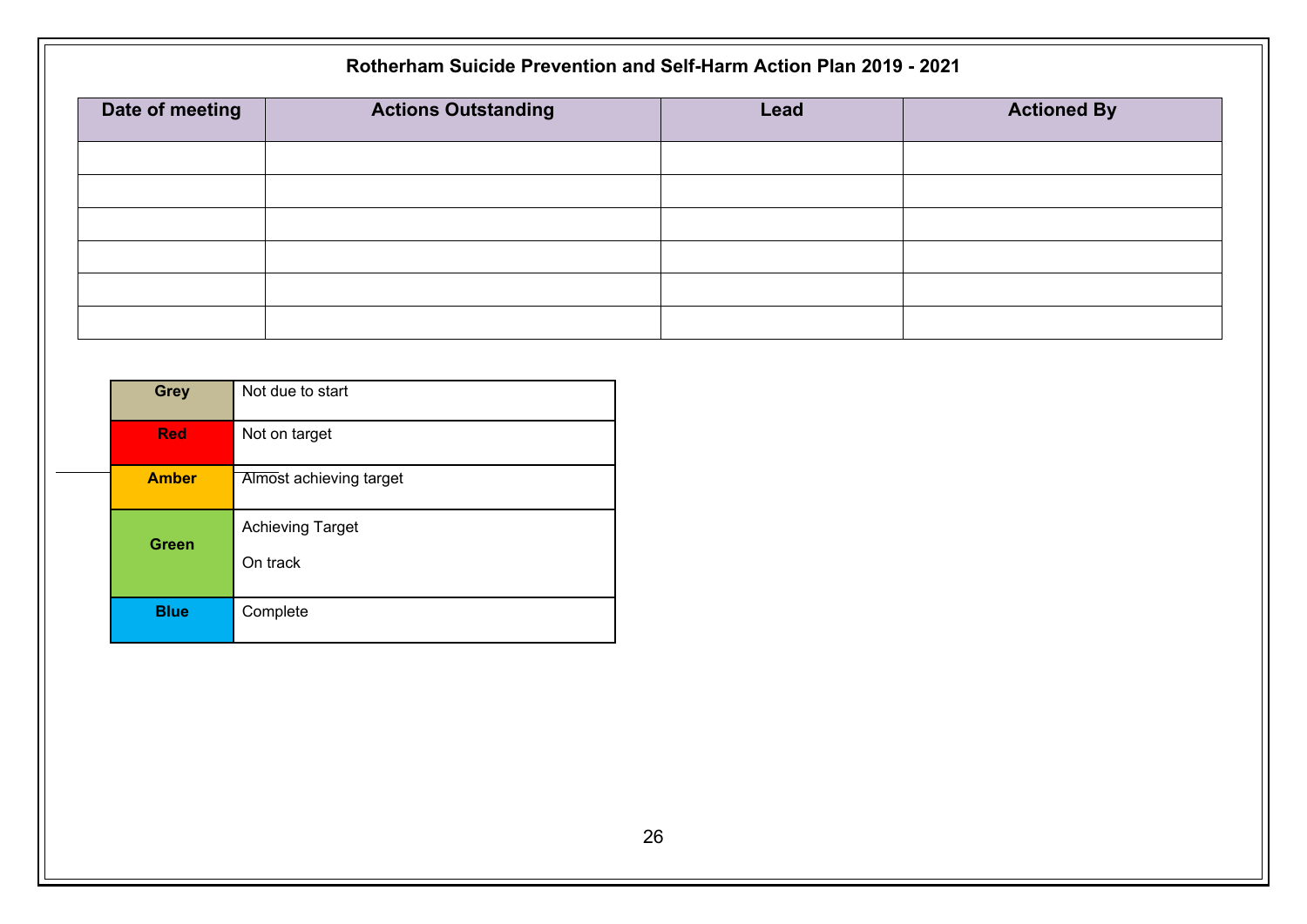# Rotherham Suicide Prevention and Self-Harm Action Plan 2019 - 2021

| Date of meeting | Actions Outstanding | Lead | Actioned By |
|---|---|---|---|
| | | | |
| | | | |
| | | | |
| | | | |
| | | | |
| | | | |

| | |
|---|---|
| **Grey** | Not due to start |
| **Red** | Not on target |
| **Amber** | Almost achieving target |
| **Green** | Achieving Target<br>On track |
| **Blue** | Complete |